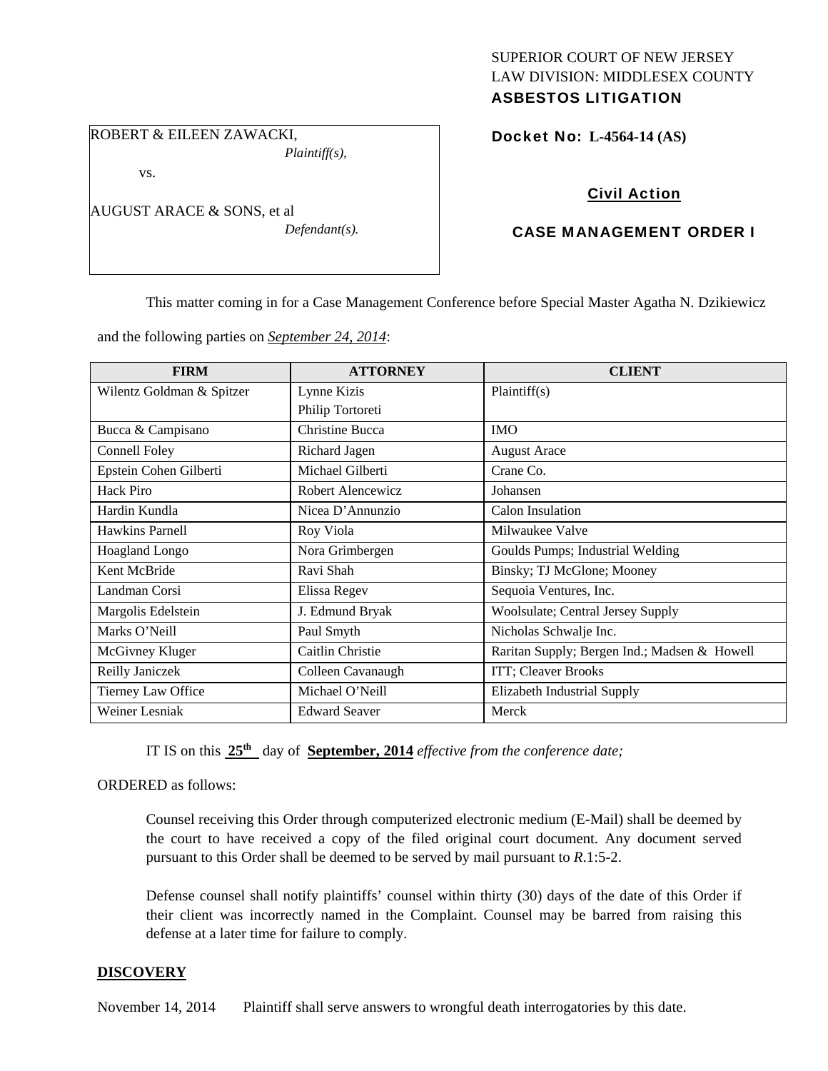SUPERIOR COURT OF NEW JERSEY
LAW DIVISION: MIDDLESEX COUNTY
**ASBESTOS LITIGATION**

ROBERT & EILEEN ZAWACKI,
*Plaintiff(s),*

vs.

AUGUST ARACE & SONS, et al
*Defendant(s).*

**Docket No: L-4564-14 (AS)**

**Civil Action**

**CASE MANAGEMENT ORDER I**

This matter coming in for a Case Management Conference before Special Master Agatha N. Dzikiewicz and the following parties on *September 24, 2014*:

| FIRM | ATTORNEY | CLIENT |
|---|---|---|
| Wilentz Goldman & Spitzer | Lynne Kizis<br>Philip Tortoreti | Plaintiff(s) |
| Bucca & Campisano | Christine Bucca | IMO |
| Connell Foley | Richard Jagen | August Arace |
| Epstein Cohen Gilberti | Michael Gilberti | Crane Co. |
| Hack Piro | Robert Alencewicz | Johansen |
| Hardin Kundla | Nicea D'Annunzio | Calon Insulation |
| Hawkins Parnell | Roy Viola | Milwaukee Valve |
| Hoagland Longo | Nora Grimbergen | Goulds Pumps; Industrial Welding |
| Kent McBride | Ravi Shah | Binsky; TJ McGlone; Mooney |
| Landman Corsi | Elissa Regev | Sequoia Ventures, Inc. |
| Margolis Edelstein | J. Edmund Bryak | Woolsulate; Central Jersey Supply |
| Marks O'Neill | Paul Smyth | Nicholas Schwalje Inc. |
| McGivney Kluger | Caitlin Christie | Raritan Supply; Bergen Ind.; Madsen & Howell |
| Reilly Janiczek | Colleen Cavanaugh | ITT; Cleaver Brooks |
| Tierney Law Office | Michael O'Neill | Elizabeth Industrial Supply |
| Weiner Lesniak | Edward Seaver | Merck |

IT IS on this **25th** day of **September, 2014** *effective from the conference date;*

ORDERED as follows:

Counsel receiving this Order through computerized electronic medium (E-Mail) shall be deemed by the court to have received a copy of the filed original court document. Any document served pursuant to this Order shall be deemed to be served by mail pursuant to *R*.1:5-2.

Defense counsel shall notify plaintiffs' counsel within thirty (30) days of the date of this Order if their client was incorrectly named in the Complaint. Counsel may be barred from raising this defense at a later time for failure to comply.

## DISCOVERY

November 14, 2014 Plaintiff shall serve answers to wrongful death interrogatories by this date.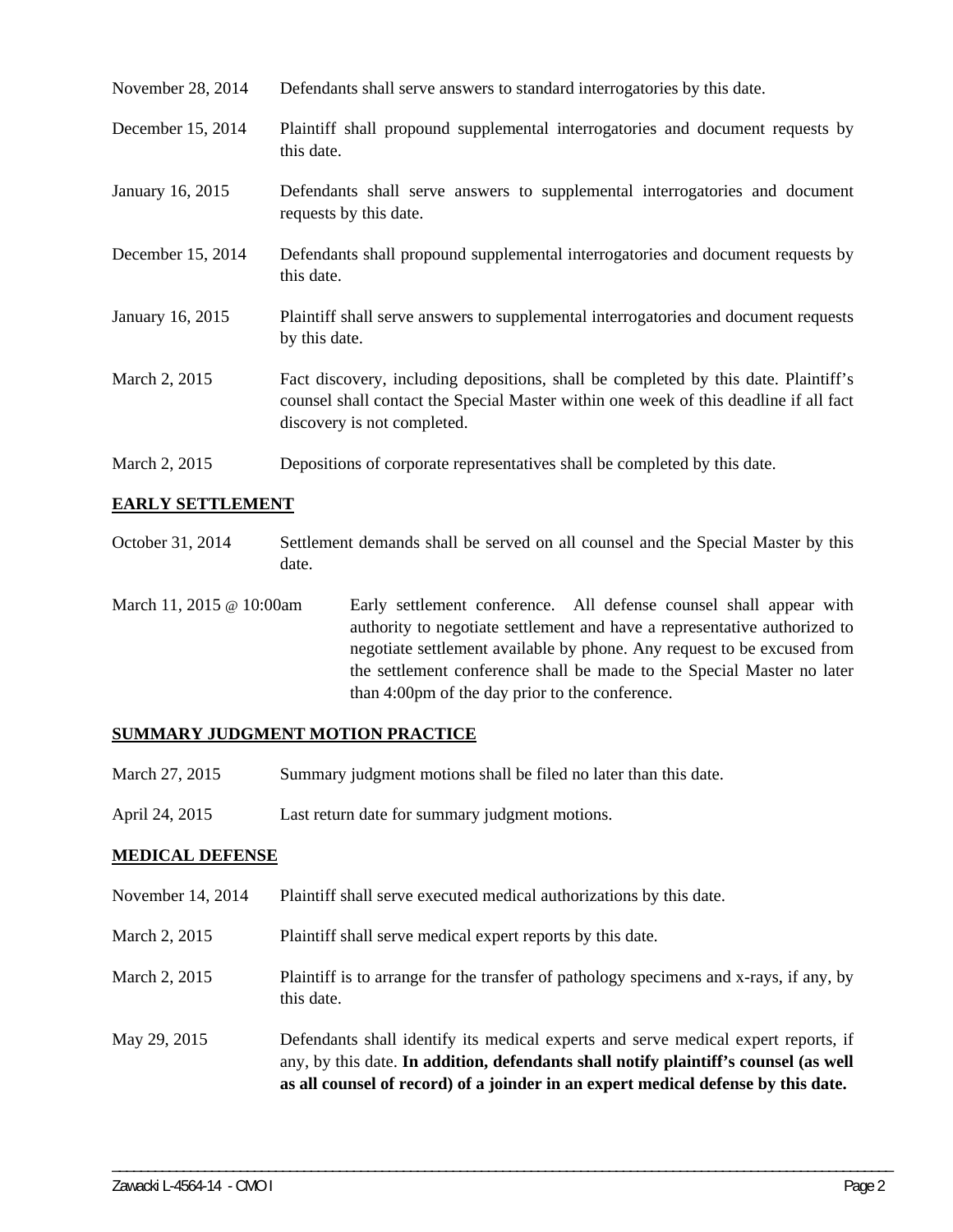November 28, 2014 Defendants shall serve answers to standard interrogatories by this date.

December 15, 2014 Plaintiff shall propound supplemental interrogatories and document requests by this date.

January 16, 2015 Defendants shall serve answers to supplemental interrogatories and document requests by this date.

December 15, 2014 Defendants shall propound supplemental interrogatories and document requests by this date.

January 16, 2015 Plaintiff shall serve answers to supplemental interrogatories and document requests by this date.

March 2, 2015 Fact discovery, including depositions, shall be completed by this date. Plaintiff's counsel shall contact the Special Master within one week of this deadline if all fact discovery is not completed.

March 2, 2015 Depositions of corporate representatives shall be completed by this date.

**EARLY SETTLEMENT**

October 31, 2014 Settlement demands shall be served on all counsel and the Special Master by this date.

March 11, 2015 @ 10:00am Early settlement conference. All defense counsel shall appear with authority to negotiate settlement and have a representative authorized to negotiate settlement available by phone. Any request to be excused from the settlement conference shall be made to the Special Master no later than 4:00pm of the day prior to the conference.

**SUMMARY JUDGMENT MOTION PRACTICE**

March 27, 2015 Summary judgment motions shall be filed no later than this date.

April 24, 2015 Last return date for summary judgment motions.

**MEDICAL DEFENSE**

November 14, 2014 Plaintiff shall serve executed medical authorizations by this date.

March 2, 2015 Plaintiff shall serve medical expert reports by this date.

March 2, 2015 Plaintiff is to arrange for the transfer of pathology specimens and x-rays, if any, by this date.

May 29, 2015 Defendants shall identify its medical experts and serve medical expert reports, if any, by this date. **In addition, defendants shall notify plaintiff's counsel (as well as all counsel of record) of a joinder in an expert medical defense by this date.**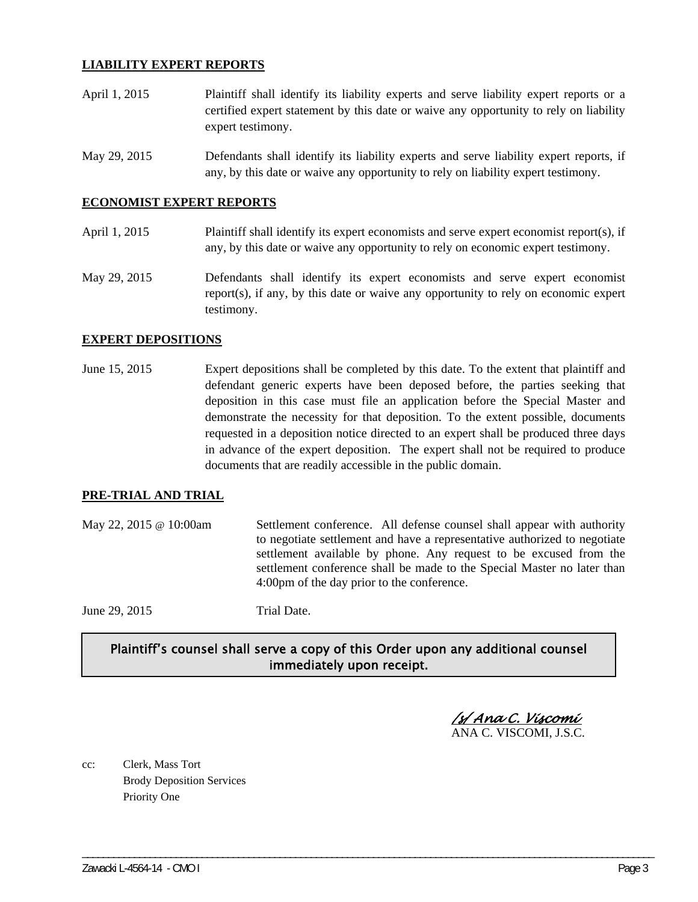**LIABILITY EXPERT REPORTS**

| | |
|---|---|
| April 1, 2015 | Plaintiff shall identify its liability experts and serve liability expert reports or a certified expert statement by this date or waive any opportunity to rely on liability expert testimony. |
| May 29, 2015 | Defendants shall identify its liability experts and serve liability expert reports, if any, by this date or waive any opportunity to rely on liability expert testimony. |

**ECONOMIST EXPERT REPORTS**

| | |
|---|---|
| April 1, 2015 | Plaintiff shall identify its expert economists and serve expert economist report(s), if any, by this date or waive any opportunity to rely on economic expert testimony. |
| May 29, 2015 | Defendants shall identify its expert economists and serve expert economist report(s), if any, by this date or waive any opportunity to rely on economic expert testimony. |

**EXPERT DEPOSITIONS**

| | |
|---|---|
| June 15, 2015 | Expert depositions shall be completed by this date. To the extent that plaintiff and defendant generic experts have been deposed before, the parties seeking that deposition in this case must file an application before the Special Master and demonstrate the necessity for that deposition. To the extent possible, documents requested in a deposition notice directed to an expert shall be produced three days in advance of the expert deposition. The expert shall not be required to produce documents that are readily accessible in the public domain. |

**PRE-TRIAL AND TRIAL**

| | |
|---|---|
| May 22, 2015 @ 10:00am | Settlement conference. All defense counsel shall appear with authority to negotiate settlement and have a representative authorized to negotiate settlement available by phone. Any request to be excused from the settlement conference shall be made to the Special Master no later than 4:00pm of the day prior to the conference. |
| June 29, 2015 | Trial Date. |

**Plaintiff's counsel shall serve a copy of this Order upon any additional counsel immediately upon receipt.**

/s/ *Ana C. Viscomi*
ANA C. VISCOMI, J.S.C.

cc: Clerk, Mass Tort
Brody Deposition Services
Priority One